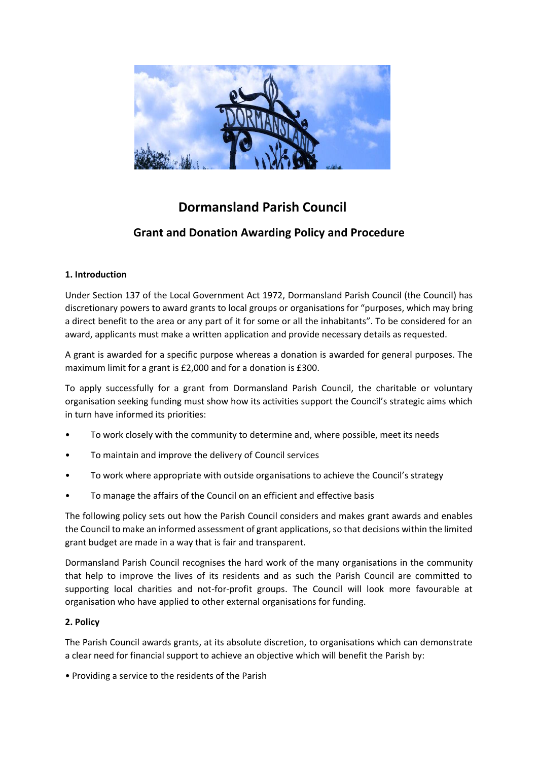# Dormansland Parish Council

## Grant and Donation Awarding Policy and Procedure

### 1. Introduction

Under Section 137 of the Local Government Act 1972, Dormansland Parish Council (the Council) has discretionary powers to award grants to local groups or organisations for "purposes, which may bring a direct benefit to the area or any part of it for some or all the inhabitants". To be considered for an award, applicants must make a written application and provide necessary details as requested.

A grant is awarded for a specific purpose whereas a donation is awarded for general purposes. The maximum limit for a grant is £2,000 and for a donation is £300.

To apply successfully for a grant from Dormansland Parish Council, the charitable or voluntary organisation seeking funding must show how its activities support the Council's strategic aims which in turn have informed its priorities:

- To work closely with the community to determine and, where possible, meet its needs
- To maintain and improve the delivery of Council services
- To work where appropriate with outside organisations to achieve the Council's strategy
- To manage the affairs of the Council on an efficient and effective basis

The following policy sets out how the Parish Council considers and makes grant awards and enables the Council to make an informed assessment of grant applications, so that decisions within the limited grant budget are made in a way that is fair and transparent.

Dormansland Parish Council recognises the hard work of the many organisations in the community that help to improve the lives of its residents and as such the Parish Council are committed to supporting local charities and not-for-profit groups. The Council will look more favourable at organisation who have applied to other external organisations for funding.

### 2. Policy

The Parish Council awards grants, at its absolute discretion, to organisations which can demonstrate a clear need for financial support to achieve an objective which will benefit the Parish by:

- Providing a service to the residents of the Parish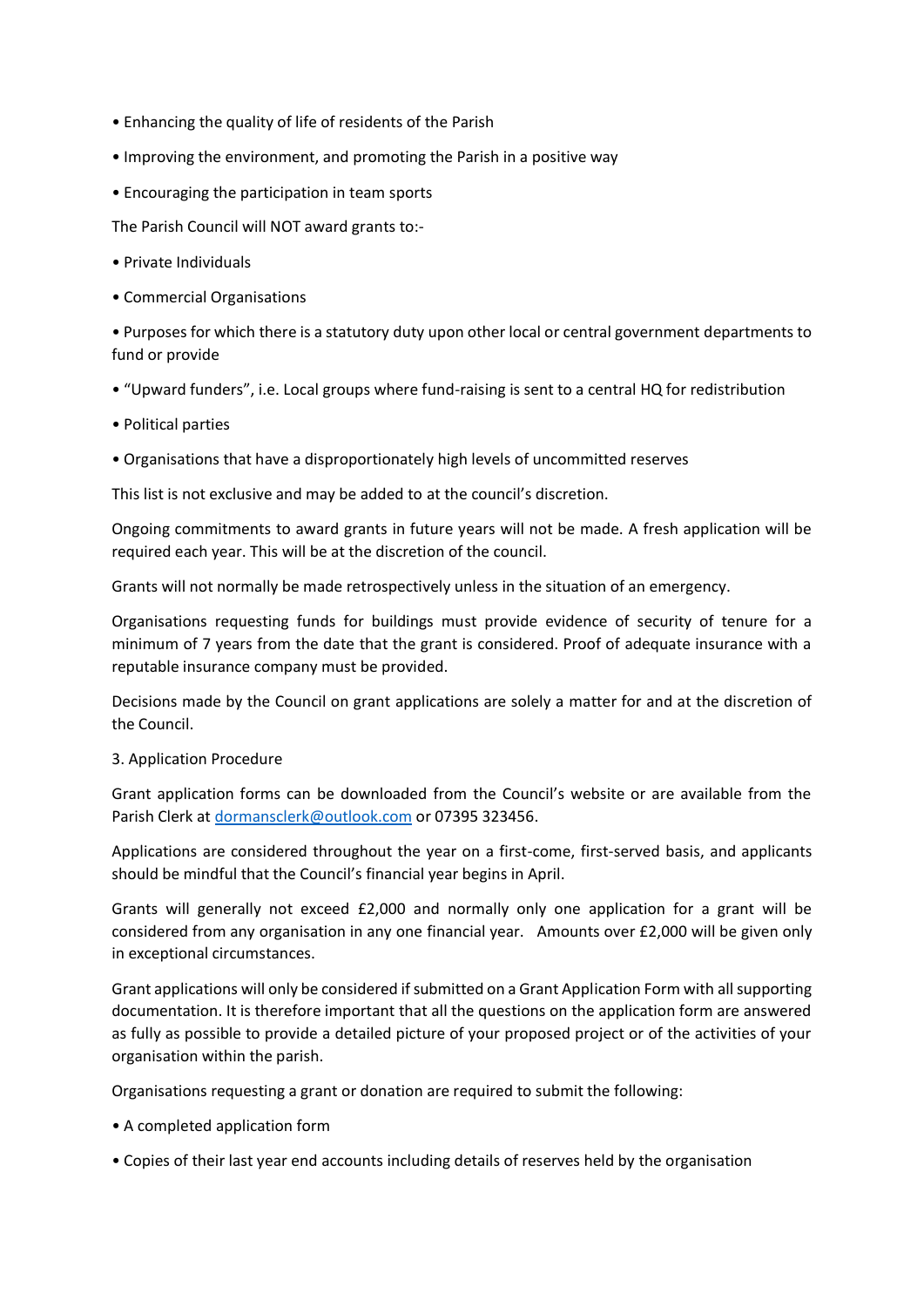- Enhancing the quality of life of residents of the Parish
- Improving the environment, and promoting the Parish in a positive way
- Encouraging the participation in team sports

The Parish Council will NOT award grants to:-

- Private Individuals
- Commercial Organisations
- Purposes for which there is a statutory duty upon other local or central government departments to fund or provide
- “Upward funders”, i.e. Local groups where fund-raising is sent to a central HQ for redistribution
- Political parties
- Organisations that have a disproportionately high levels of uncommitted reserves

This list is not exclusive and may be added to at the council’s discretion.

Ongoing commitments to award grants in future years will not be made. A fresh application will be required each year. This will be at the discretion of the council.

Grants will not normally be made retrospectively unless in the situation of an emergency.

Organisations requesting funds for buildings must provide evidence of security of tenure for a minimum of 7 years from the date that the grant is considered. Proof of adequate insurance with a reputable insurance company must be provided.

Decisions made by the Council on grant applications are solely a matter for and at the discretion of the Council.

## 3. Application Procedure

Grant application forms can be downloaded from the Council’s website or are available from the Parish Clerk at [dormansclerk@outlook.com](mailto:dormansclerk@outlook.com) or 07395 323456.

Applications are considered throughout the year on a first-come, first-served basis, and applicants should be mindful that the Council’s financial year begins in April.

Grants will generally not exceed £2,000 and normally only one application for a grant will be considered from any organisation in any one financial year. Amounts over £2,000 will be given only in exceptional circumstances.

Grant applications will only be considered if submitted on a Grant Application Form with all supporting documentation. It is therefore important that all the questions on the application form are answered as fully as possible to provide a detailed picture of your proposed project or of the activities of your organisation within the parish.

Organisations requesting a grant or donation are required to submit the following:

- A completed application form
- Copies of their last year end accounts including details of reserves held by the organisation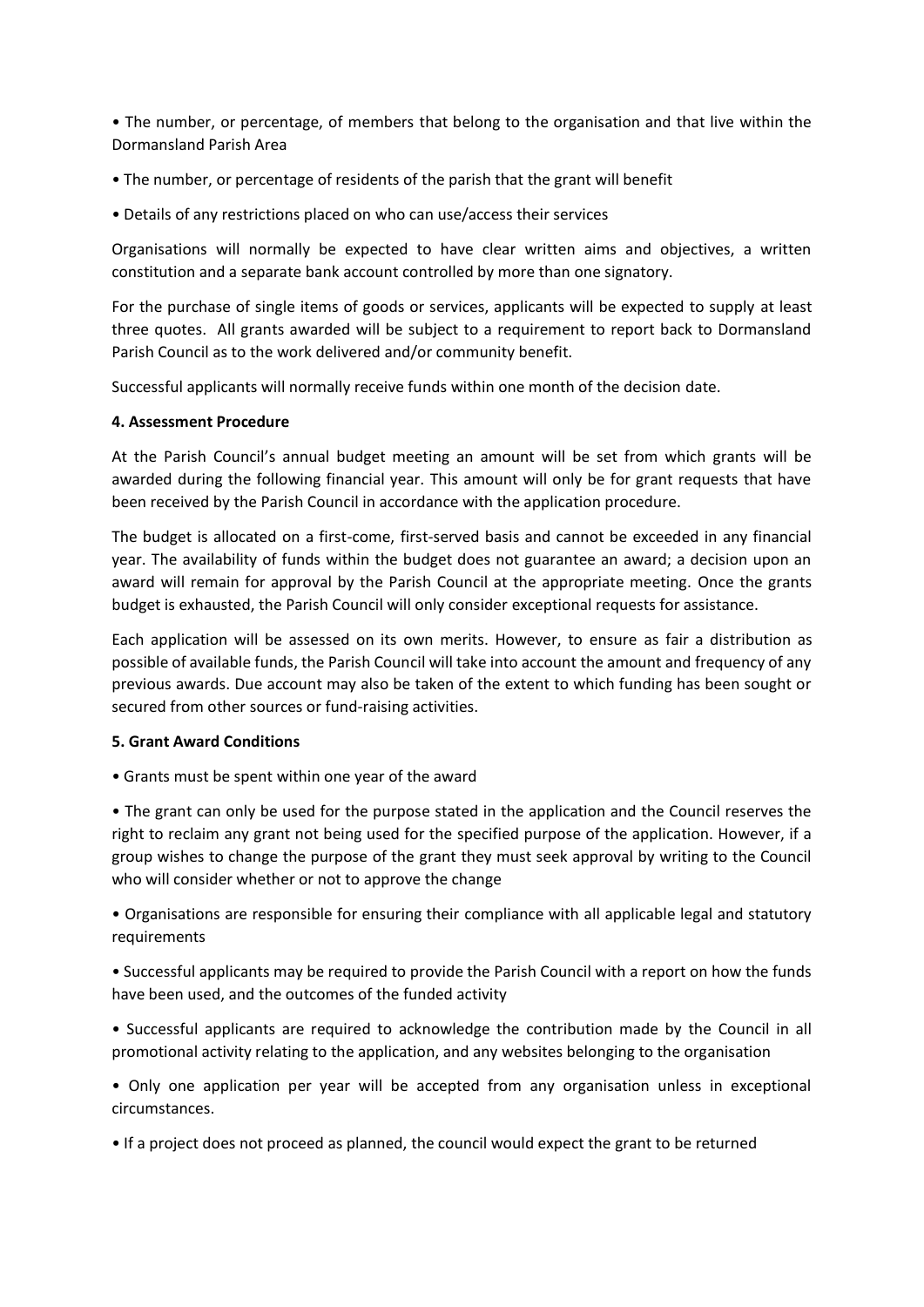- The number, or percentage, of members that belong to the organisation and that live within the Dormansland Parish Area
- The number, or percentage of residents of the parish that the grant will benefit
- Details of any restrictions placed on who can use/access their services

Organisations will normally be expected to have clear written aims and objectives, a written constitution and a separate bank account controlled by more than one signatory.

For the purchase of single items of goods or services, applicants will be expected to supply at least three quotes. All grants awarded will be subject to a requirement to report back to Dormansland Parish Council as to the work delivered and/or community benefit.

Successful applicants will normally receive funds within one month of the decision date.

**4. Assessment Procedure**

At the Parish Council's annual budget meeting an amount will be set from which grants will be awarded during the following financial year. This amount will only be for grant requests that have been received by the Parish Council in accordance with the application procedure.

The budget is allocated on a first-come, first-served basis and cannot be exceeded in any financial year. The availability of funds within the budget does not guarantee an award; a decision upon an award will remain for approval by the Parish Council at the appropriate meeting. Once the grants budget is exhausted, the Parish Council will only consider exceptional requests for assistance.

Each application will be assessed on its own merits. However, to ensure as fair a distribution as possible of available funds, the Parish Council will take into account the amount and frequency of any previous awards. Due account may also be taken of the extent to which funding has been sought or secured from other sources or fund-raising activities.

**5. Grant Award Conditions**

- Grants must be spent within one year of the award
- The grant can only be used for the purpose stated in the application and the Council reserves the right to reclaim any grant not being used for the specified purpose of the application. However, if a group wishes to change the purpose of the grant they must seek approval by writing to the Council who will consider whether or not to approve the change
- Organisations are responsible for ensuring their compliance with all applicable legal and statutory requirements
- Successful applicants may be required to provide the Parish Council with a report on how the funds have been used, and the outcomes of the funded activity
- Successful applicants are required to acknowledge the contribution made by the Council in all promotional activity relating to the application, and any websites belonging to the organisation
- Only one application per year will be accepted from any organisation unless in exceptional circumstances.
- If a project does not proceed as planned, the council would expect the grant to be returned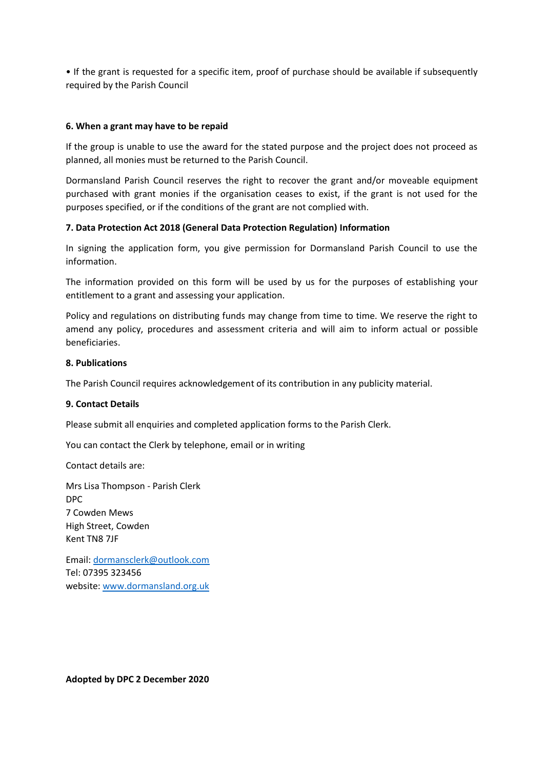- If the grant is requested for a specific item, proof of purchase should be available if subsequently required by the Parish Council

### 6. When a grant may have to be repaid

If the group is unable to use the award for the stated purpose and the project does not proceed as planned, all monies must be returned to the Parish Council.

Dormansland Parish Council reserves the right to recover the grant and/or moveable equipment purchased with grant monies if the organisation ceases to exist, if the grant is not used for the purposes specified, or if the conditions of the grant are not complied with.

### 7. Data Protection Act 2018 (General Data Protection Regulation) Information

In signing the application form, you give permission for Dormansland Parish Council to use the information.

The information provided on this form will be used by us for the purposes of establishing your entitlement to a grant and assessing your application.

Policy and regulations on distributing funds may change from time to time. We reserve the right to amend any policy, procedures and assessment criteria and will aim to inform actual or possible beneficiaries.

### 8. Publications

The Parish Council requires acknowledgement of its contribution in any publicity material.

### 9. Contact Details

Please submit all enquiries and completed application forms to the Parish Clerk.

You can contact the Clerk by telephone, email or in writing

Contact details are:

Mrs Lisa Thompson - Parish Clerk
DPC
7 Cowden Mews
High Street, Cowden
Kent TN8 7JF

Email: dormansclerk@outlook.com
Tel: 07395 323456
website: www.dormansland.org.uk

**Adopted by DPC 2 December 2020**